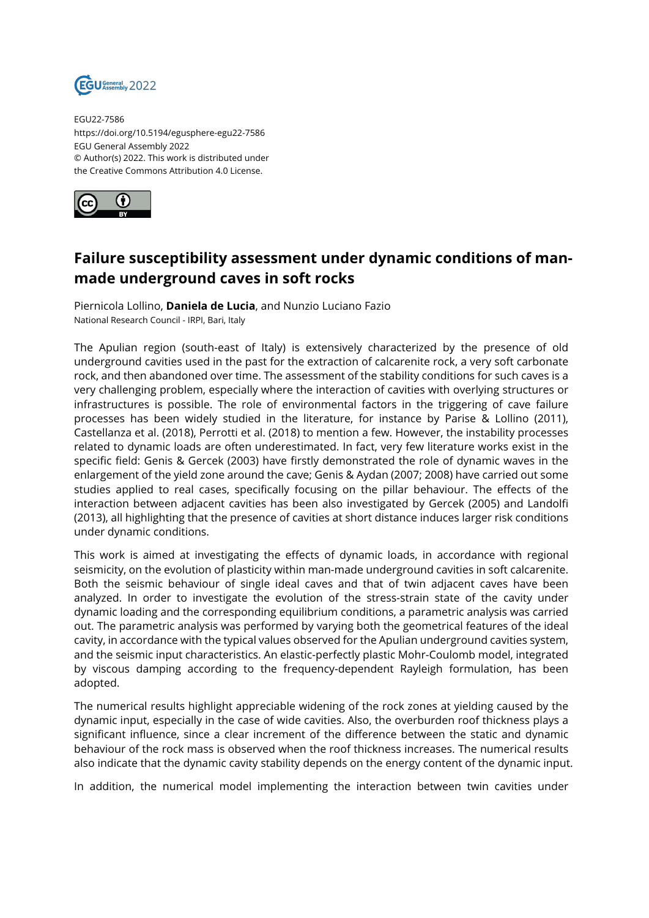EGU22-7586
https://doi.org/10.5194/egusphere-egu22-7586
EGU General Assembly 2022
© Author(s) 2022. This work is distributed under the Creative Commons Attribution 4.0 License.

# Failure susceptibility assessment under dynamic conditions of man-made underground caves in soft rocks

Piernicola Lollino, **Daniela de Lucia**, and Nunzio Luciano Fazio
National Research Council - IRPI, Bari, Italy

The Apulian region (south-east of Italy) is extensively characterized by the presence of old underground cavities used in the past for the extraction of calcarenite rock, a very soft carbonate rock, and then abandoned over time. The assessment of the stability conditions for such caves is a very challenging problem, especially where the interaction of cavities with overlying structures or infrastructures is possible. The role of environmental factors in the triggering of cave failure processes has been widely studied in the literature, for instance by Parise & Lollino (2011), Castellanza et al. (2018), Perrotti et al. (2018) to mention a few. However, the instability processes related to dynamic loads are often underestimated. In fact, very few literature works exist in the specific field: Genis & Gercek (2003) have firstly demonstrated the role of dynamic waves in the enlargement of the yield zone around the cave; Genis & Aydan (2007; 2008) have carried out some studies applied to real cases, specifically focusing on the pillar behaviour. The effects of the interaction between adjacent cavities has been also investigated by Gercek (2005) and Landolfi (2013), all highlighting that the presence of cavities at short distance induces larger risk conditions under dynamic conditions.

This work is aimed at investigating the effects of dynamic loads, in accordance with regional seismicity, on the evolution of plasticity within man-made underground cavities in soft calcarenite. Both the seismic behaviour of single ideal caves and that of twin adjacent caves have been analyzed. In order to investigate the evolution of the stress-strain state of the cavity under dynamic loading and the corresponding equilibrium conditions, a parametric analysis was carried out. The parametric analysis was performed by varying both the geometrical features of the ideal cavity, in accordance with the typical values observed for the Apulian underground cavities system, and the seismic input characteristics. An elastic-perfectly plastic Mohr-Coulomb model, integrated by viscous damping according to the frequency-dependent Rayleigh formulation, has been adopted.

The numerical results highlight appreciable widening of the rock zones at yielding caused by the dynamic input, especially in the case of wide cavities. Also, the overburden roof thickness plays a significant influence, since a clear increment of the difference between the static and dynamic behaviour of the rock mass is observed when the roof thickness increases. The numerical results also indicate that the dynamic cavity stability depends on the energy content of the dynamic input.

In addition, the numerical model implementing the interaction between twin cavities under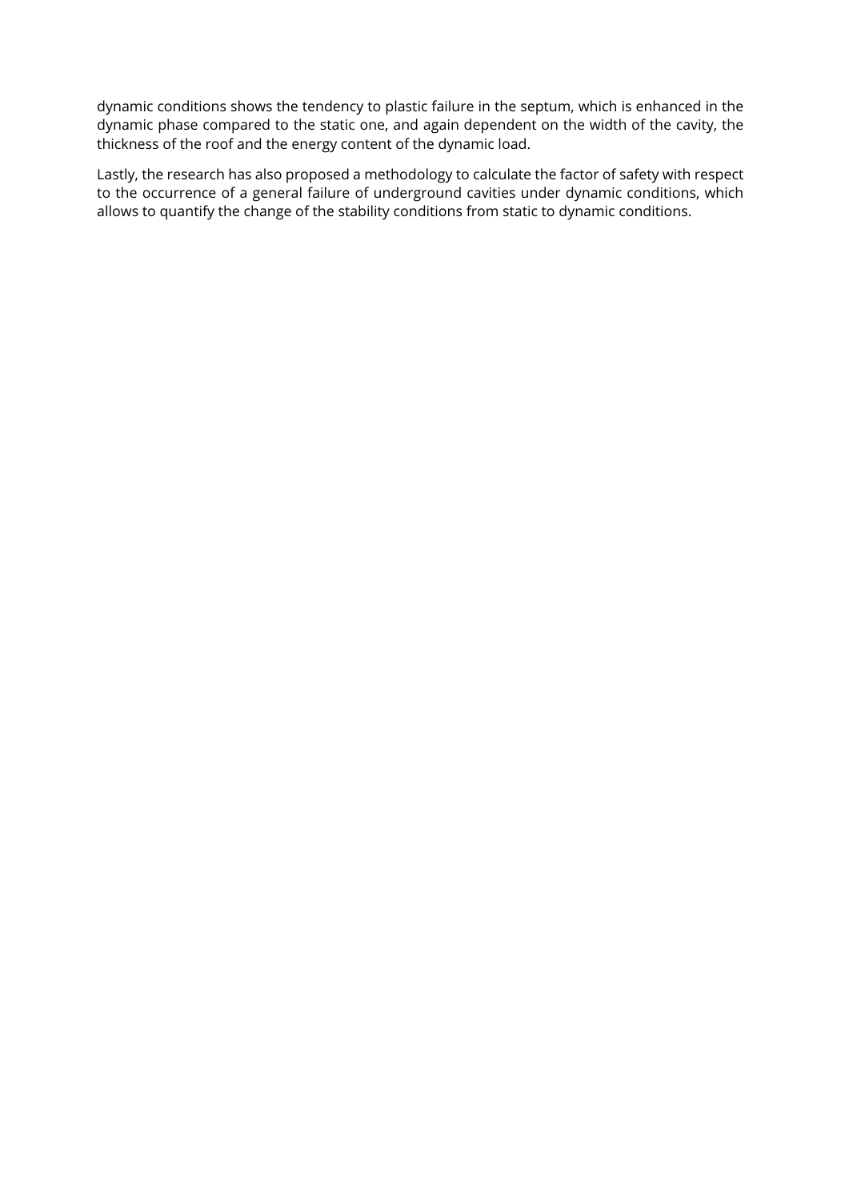dynamic conditions shows the tendency to plastic failure in the septum, which is enhanced in the dynamic phase compared to the static one, and again dependent on the width of the cavity, the thickness of the roof and the energy content of the dynamic load.

Lastly, the research has also proposed a methodology to calculate the factor of safety with respect to the occurrence of a general failure of underground cavities under dynamic conditions, which allows to quantify the change of the stability conditions from static to dynamic conditions.